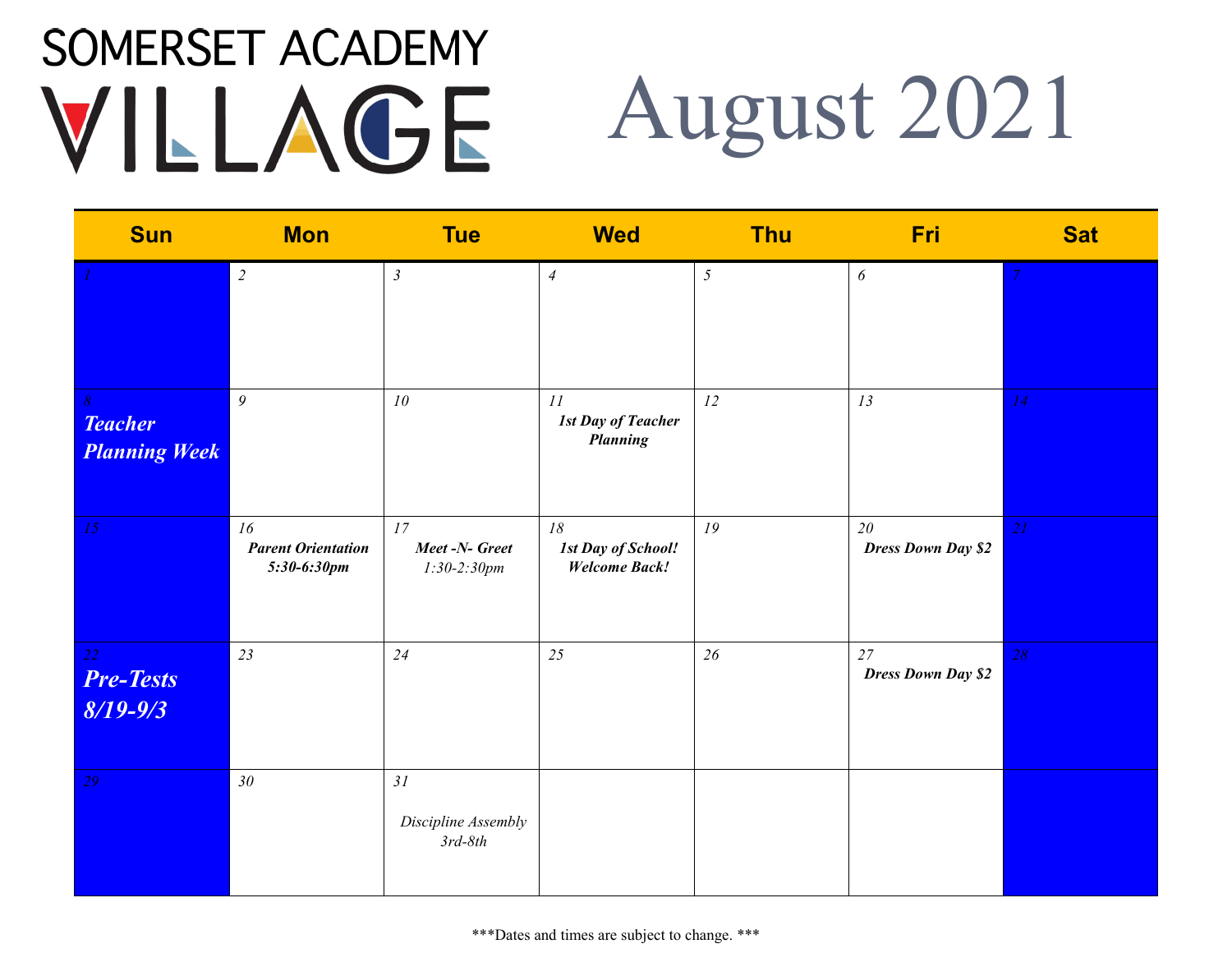# SOMERSET ACADEMY VILLAGE

# August 2021

| Sun | Mon | Tue | Wed | Thu | Fri | Sat |
|---|---|---|---|---|---|---|
| 1 | 2 | 3 | 4 | 5 | 6 | 7 |
| 8 ***Teacher Planning Week*** | 9 | 10 | 11 ***1st Day of Teacher Planning*** | 12 | 13 | 14 |
| 15 | 16 ***Parent Orientation 5:30-6:30pm*** | 17 ***Meet -N- Greet*** *1:30-2:30pm* | 18 ***1st Day of School! Welcome Back!*** | 19 | 20 ***Dress Down Day $2*** | 21 |
| 22 ***Pre-Tests 8/19-9/3*** | 23 | 24 | 25 | 26 | 27 ***Dress Down Day $2*** | 28 |
| 29 | 30 | 31 *Discipline Assembly 3rd-8th* | | | | |

***Dates and times are subject to change. ***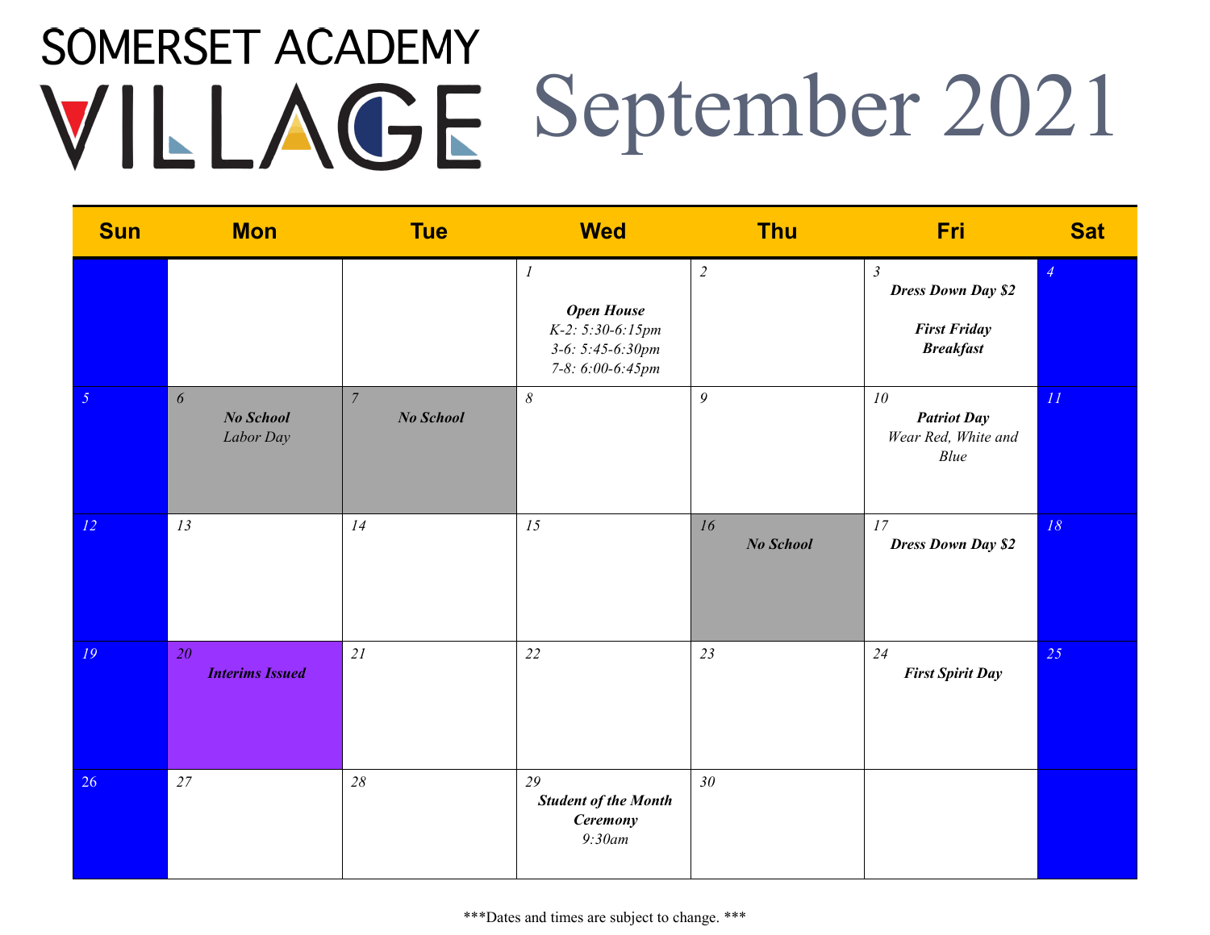# SOMERSET ACADEMY VILLAGE

# September 2021

| Sun | Mon | Tue | Wed | Thu | Fri | Sat |
|---|---|---|---|---|---|---|
| | | | 1<br>**Open House**<br>K-2: 5:30-6:15pm<br>3-6: 5:45-6:30pm<br>7-8: 6:00-6:45pm | 2 | 3<br>**Dress Down Day $2**<br>**First Friday Breakfast** | 4 |
| 5 | 6<br>**No School**<br>Labor Day | 7<br>**No School** | 8 | 9 | 10<br>**Patriot Day**<br>Wear Red, White and Blue | 11 |
| 12 | 13 | 14 | 15 | 16<br>**No School** | 17<br>**Dress Down Day $2** | 18 |
| 19 | 20<br>**Interims Issued** | 21 | 22 | 23 | 24<br>**First Spirit Day** | 25 |
| 26 | 27 | 28 | 29<br>**Student of the Month Ceremony**<br>9:30am | 30 | | |

***Dates and times are subject to change. ***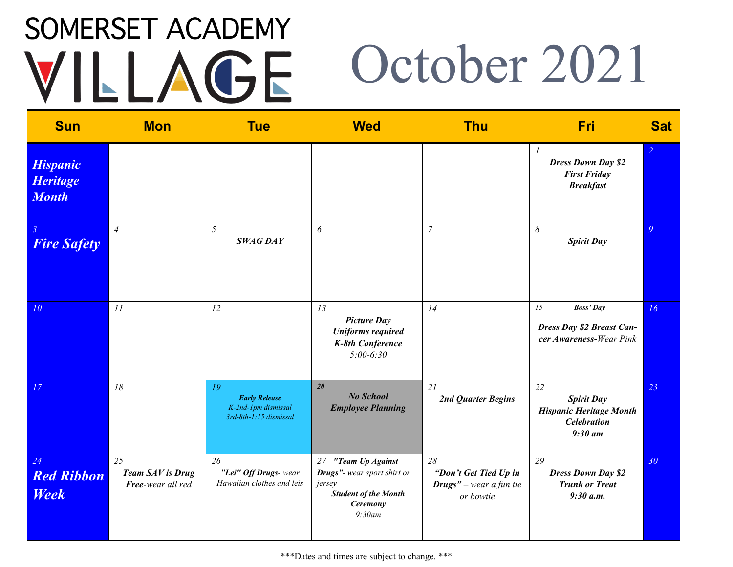# SOMERSET ACADEMY VILLAGE

# October 2021

| Sun | Mon | Tue | Wed | Thu | Fri | Sat |
|---|---|---|---|---|---|---|
| ***Hispanic Heritage Month*** | | | | | 1 ***Dress Down Day $2 First Friday Breakfast*** | 2 |
| 3 ***Fire Safety*** | 4 | 5 ***SWAG DAY*** | 6 | 7 | 8 ***Spirit Day*** | 9 |
| 10 | 11 | 12 | 13 ***Picture Day Uniforms required K-8th Conference*** *5:00-6:30* | 14 | 15 ***Boss' Day*** ***Dress Day $2 Breast Cancer Awareness-***​*Wear Pink* | 16 |
| 17 | 18 | 19 ***Early Release*** *K-2nd-1pm dismissal 3rd-8th-1:15 dismissal* | 20 ***No School Employee Planning*** | 21 ***2nd Quarter Begins*** | 22 ***Spirit Day Hispanic Heritage Month Celebration 9:30 am*** | 23 |
| 24 ***Red Ribbon Week*** | 25 ***Team SAV is Drug Free***-*wear all red* | 26 ***"Lei" Off Drugs***- *wear Hawaiian clothes and leis* | 27 ***"Team Up Against Drugs"***- *wear sport shirt or jersey* ***Student of the Month Ceremony*** *9:30am* | 28 ***"Don't Get Tied Up in Drugs"*** – *wear a fun tie or bowtie* | 29 ***Dress Down Day $2 Trunk or Treat 9:30 a.m.*** | 30 |

***Dates and times are subject to change. ***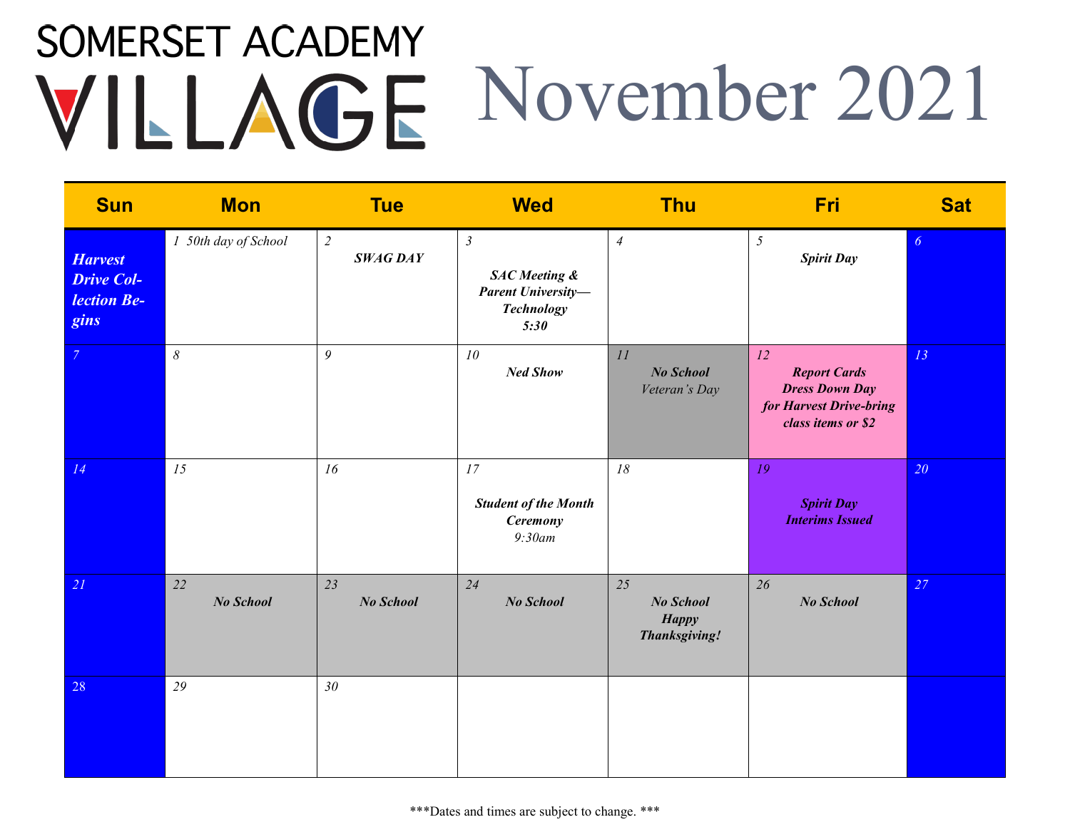# SOMERSET ACADEMY VILLAGE

# November 2021

| Sun | Mon | Tue | Wed | Thu | Fri | Sat |
|---|---|---|---|---|---|---|
| ***Harvest Drive Collection Begins*** | 1 *50th day of School* | 2 ***SWAG DAY*** | 3 ***SAC Meeting & Parent University—Technology 5:30*** | 4 | 5 ***Spirit Day*** | 6 |
| 7 | 8 | 9 | 10 ***Ned Show*** | 11 ***No School*** *Veteran's Day* | 12 ***Report Cards Dress Down Day for Harvest Drive-bring class items or $2*** | 13 |
| 14 | 15 | 16 | 17 ***Student of the Month Ceremony*** *9:30am* | 18 | 19 ***Spirit Day Interims Issued*** | 20 |
| 21 | 22 ***No School*** | 23 ***No School*** | 24 ***No School*** | 25 ***No School Happy Thanksgiving!*** | 26 ***No School*** | 27 |
| 28 | 29 | 30 | | | | |

***Dates and times are subject to change. ***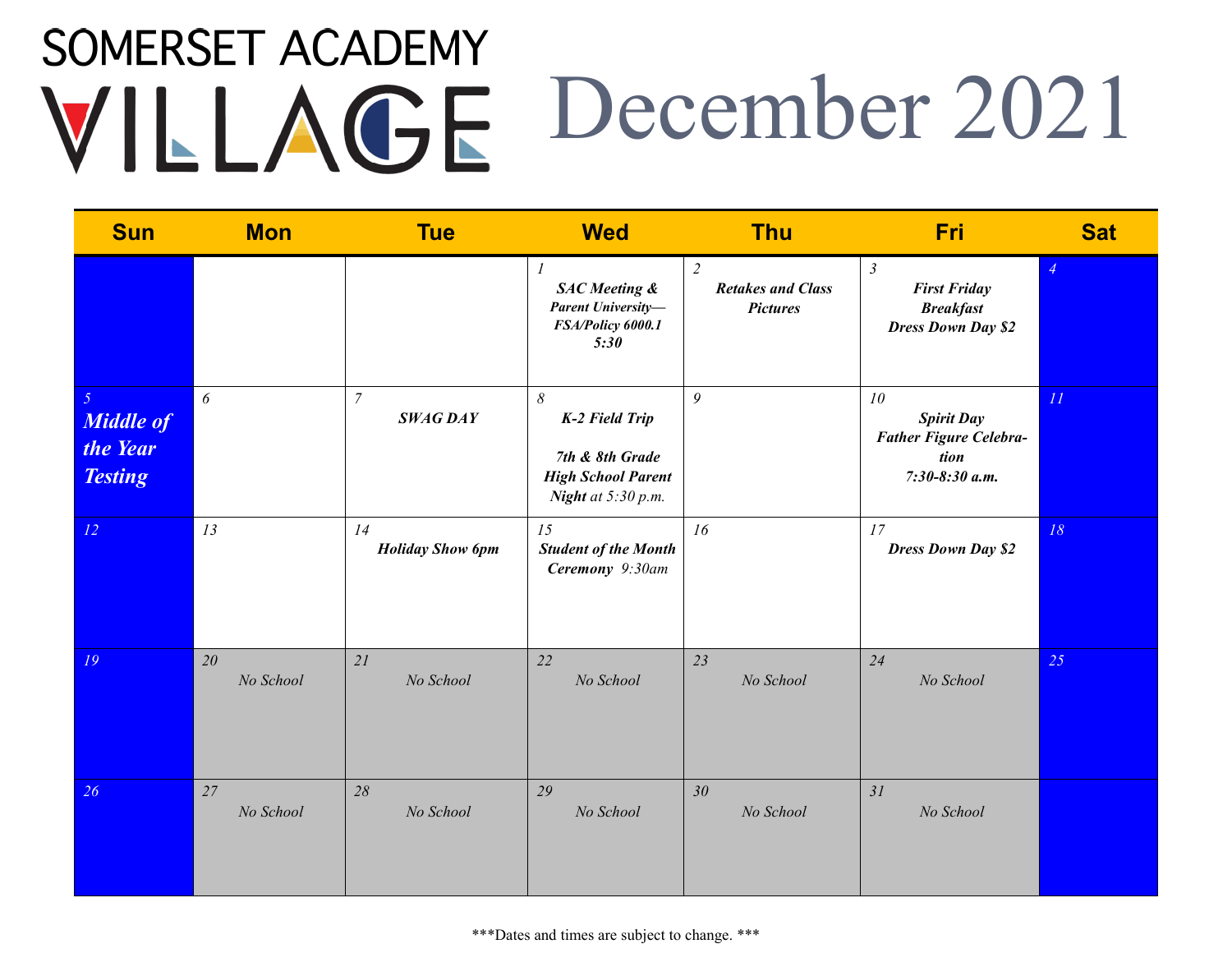# SOMERSET ACADEMY VILLAGE

# December 2021

| Sun | Mon | Tue | Wed | Thu | Fri | Sat |
|---|---|---|---|---|---|---|
| | | | *1* ***SAC Meeting & Parent University—FSA/Policy 6000.1 5:30*** | *2* ***Retakes and Class Pictures*** | *3* ***First Friday Breakfast Dress Down Day $2*** | *4* |
| *5* ***Middle of the Year Testing*** | *6* | *7* ***SWAG DAY*** | *8* ***K-2 Field Trip*** ***7th & 8th Grade High School Parent Night*** *at 5:30 p.m.* | *9* | *10* ***Spirit Day Father Figure Celebration 7:30-8:30 a.m.*** | *11* |
| *12* | *13* | *14* ***Holiday Show 6pm*** | *15* ***Student of the Month Ceremony*** *9:30am* | *16* | *17* ***Dress Down Day $2*** | *18* |
| *19* | *20* *No School* | *21* *No School* | *22* *No School* | *23* *No School* | *24* *No School* | *25* |
| *26* | *27* *No School* | *28* *No School* | *29* *No School* | *30* *No School* | *31* *No School* | |

***Dates and times are subject to change. ***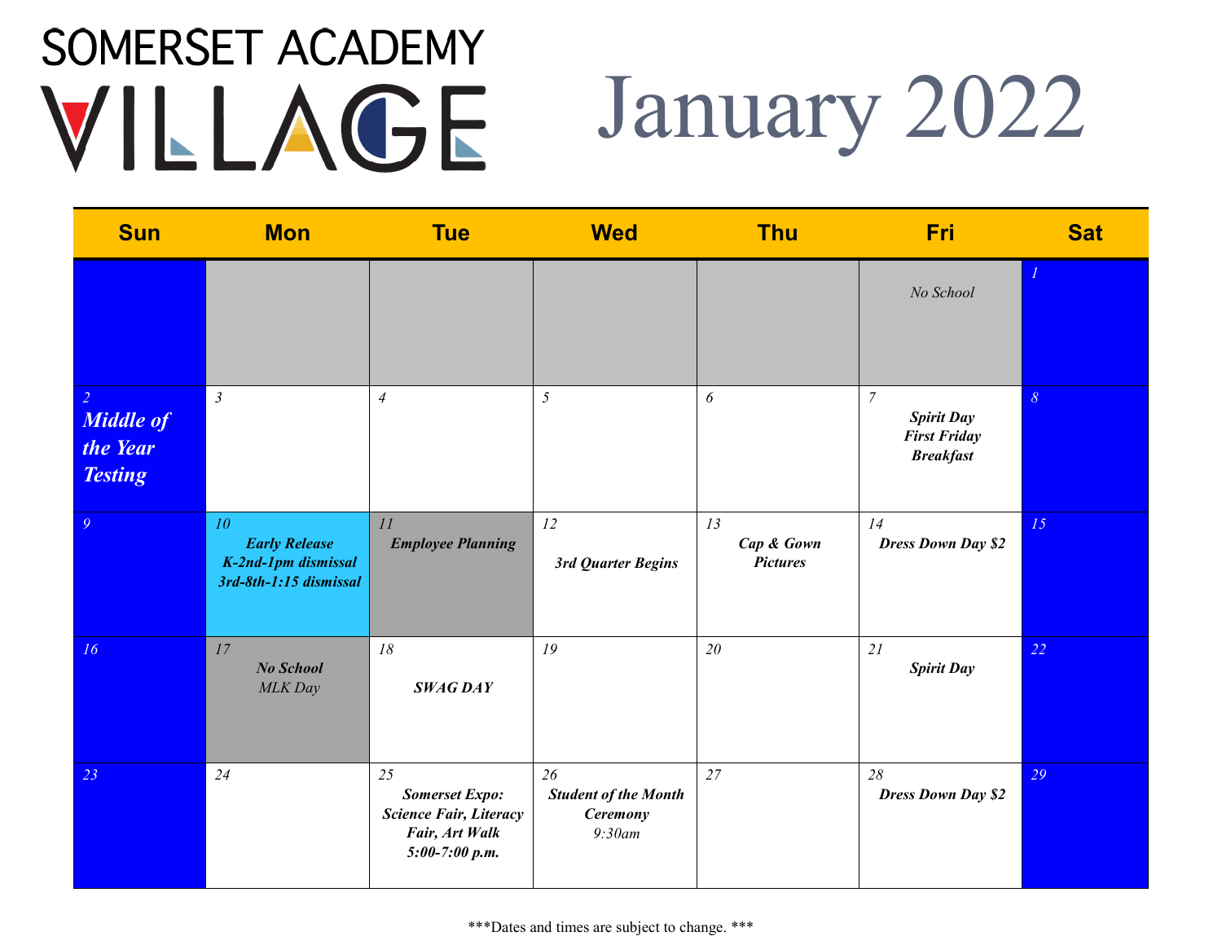# SOMERSET ACADEMY VILLAGE

# January 2022

| Sun | Mon | Tue | Wed | Thu | Fri | Sat |
|---|---|---|---|---|---|---|
| | | | | | No School | 1 |
| 2 **Middle of the Year Testing** | 3 | 4 | 5 | 6 | 7 **Spirit Day First Friday Breakfast** | 8 |
| 9 | 10 **Early Release K-2nd-1pm dismissal 3rd-8th-1:15 dismissal** | 11 **Employee Planning** | 12 **3rd Quarter Begins** | 13 **Cap & Gown Pictures** | 14 **Dress Down Day $2** | 15 |
| 16 | 17 **No School** MLK Day | 18 **SWAG DAY** | 19 | 20 | 21 **Spirit Day** | 22 |
| 23 | 24 | 25 **Somerset Expo: Science Fair, Literacy Fair, Art Walk 5:00-7:00 p.m.** | 26 **Student of the Month Ceremony** 9:30am | 27 | 28 **Dress Down Day $2** | 29 |

***Dates and times are subject to change. ***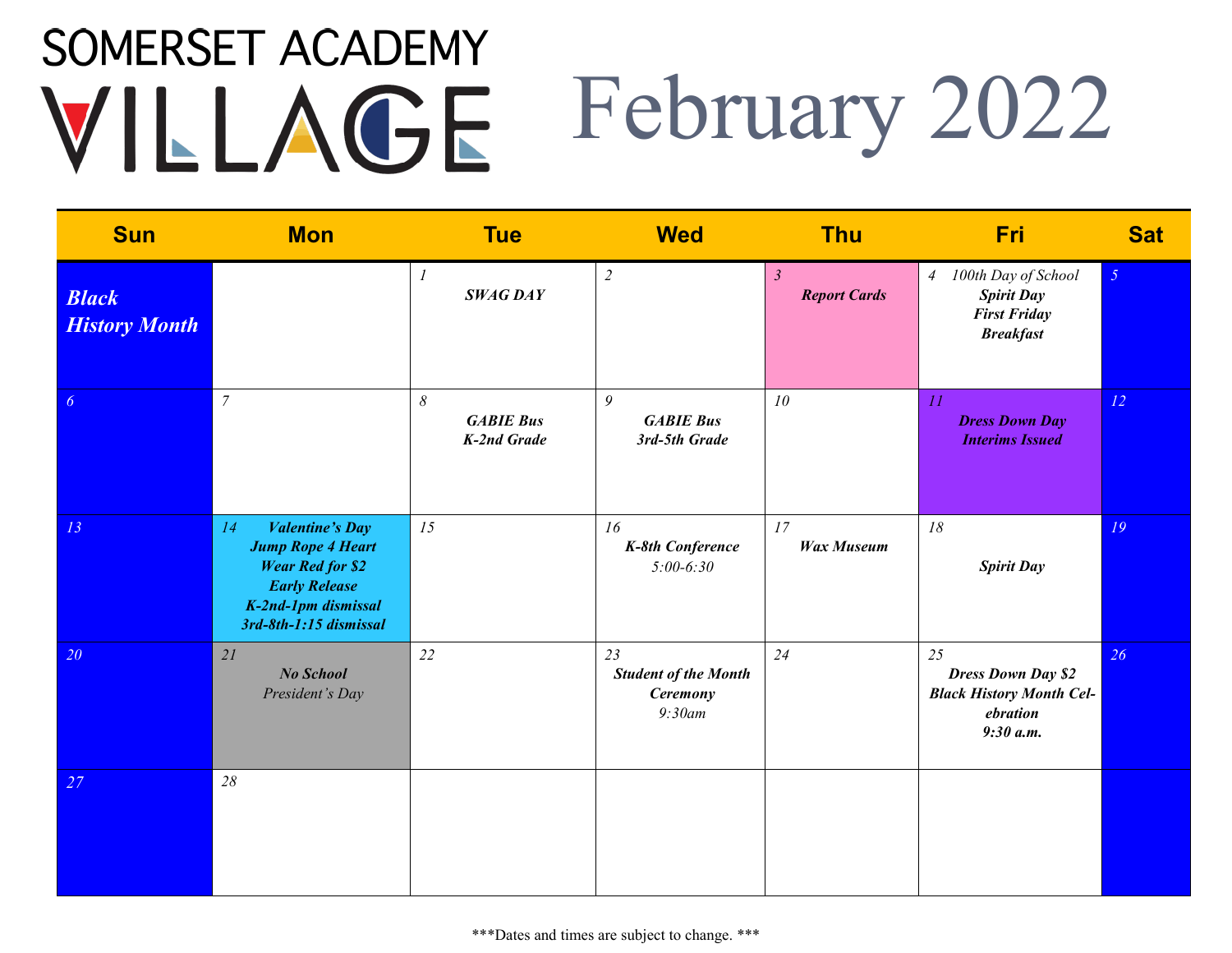# SOMERSET ACADEMY VILLAGE

# February 2022

| Sun | Mon | Tue | Wed | Thu | Fri | Sat |
|---|---|---|---|---|---|---|
| ***Black History Month*** | | 1 ***SWAG DAY*** | 2 | 3 ***Report Cards*** | 4 *100th Day of School* ***Spirit Day*** ***First Friday Breakfast*** | 5 |
| 6 | 7 | 8 ***GABIE Bus K-2nd Grade*** | 9 ***GABIE Bus 3rd-5th Grade*** | 10 | 11 ***Dress Down Day*** ***Interims Issued*** | 12 |
| 13 | 14 ***Valentine's Day*** ***Jump Rope 4 Heart*** ***Wear Red for $2*** ***Early Release*** ***K-2nd-1pm dismissal*** ***3rd-8th-1:15 dismissal*** | 15 | 16 ***K-8th Conference*** *5:00-6:30* | 17 ***Wax Museum*** | 18 ***Spirit Day*** | 19 |
| 20 | 21 ***No School*** *President's Day* | 22 | 23 ***Student of the Month Ceremony*** *9:30am* | 24 | 25 ***Dress Down Day $2*** ***Black History Month Celebration*** ***9:30 a.m.*** | 26 |
| 27 | 28 | | | | | |

***Dates and times are subject to change. ***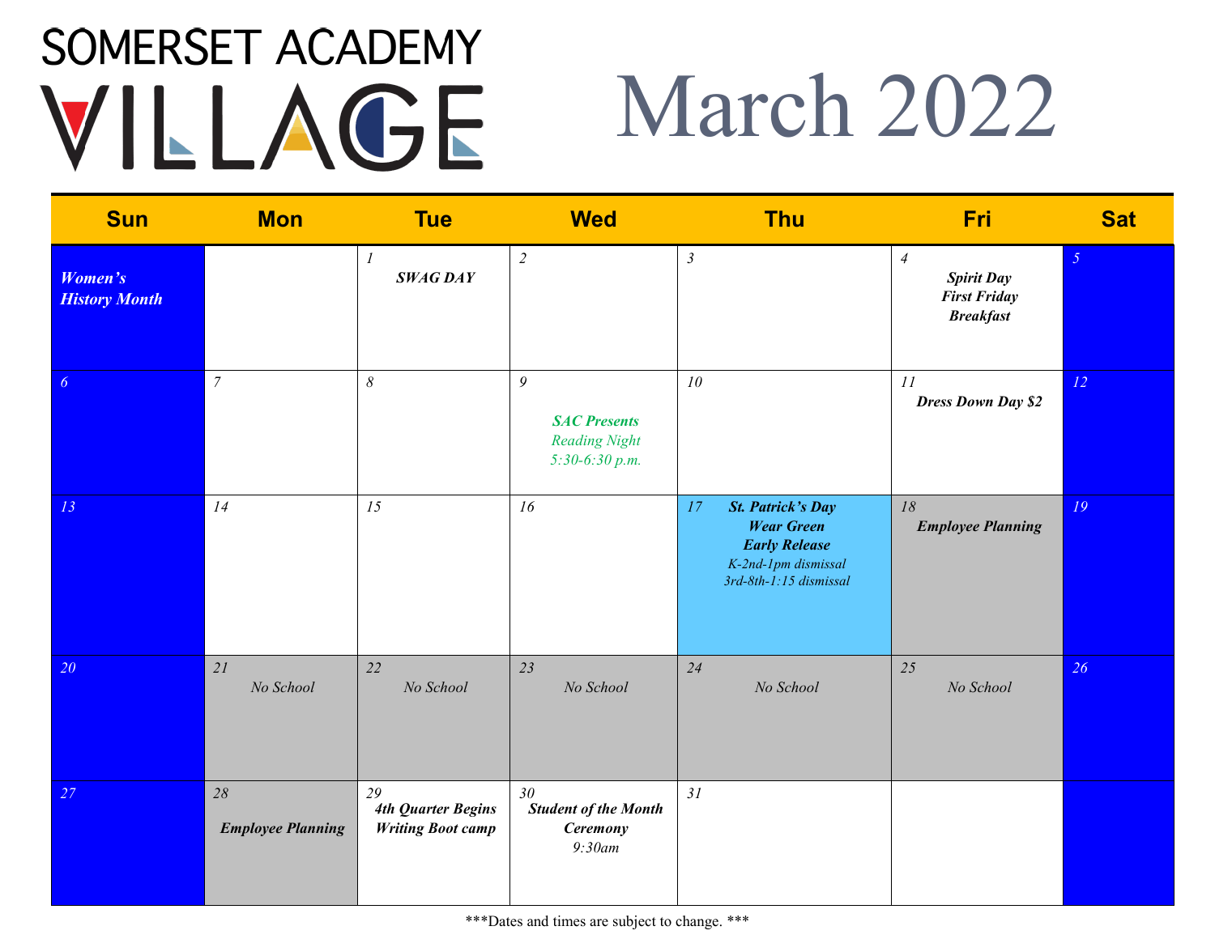# SOMERSET ACADEMY VILLAGE

# March 2022

| Sun | Mon | Tue | Wed | Thu | Fri | Sat |
|---|---|---|---|---|---|---|
| ***Women's History Month*** | | *1* ***SWAG DAY*** | *2* | *3* | *4* ***Spirit Day First Friday Breakfast*** | *5* |
| *6* | *7* | *8* | *9* ***SAC Presents*** *Reading Night 5:30-6:30 p.m.* | *10* | *11* ***Dress Down Day $2*** | *12* |
| *13* | *14* | *15* | *16* | *17* ***St. Patrick's Day Wear Green Early Release*** *K-2nd-1pm dismissal 3rd-8th-1:15 dismissal* | *18* ***Employee Planning*** | *19* |
| *20* | *21* *No School* | *22* *No School* | *23* *No School* | *24* *No School* | *25* *No School* | *26* |
| *27* | *28* ***Employee Planning*** | *29* ***4th Quarter Begins Writing Boot camp*** | *30* ***Student of the Month Ceremony*** *9:30am* | *31* | | |

***Dates and times are subject to change. ***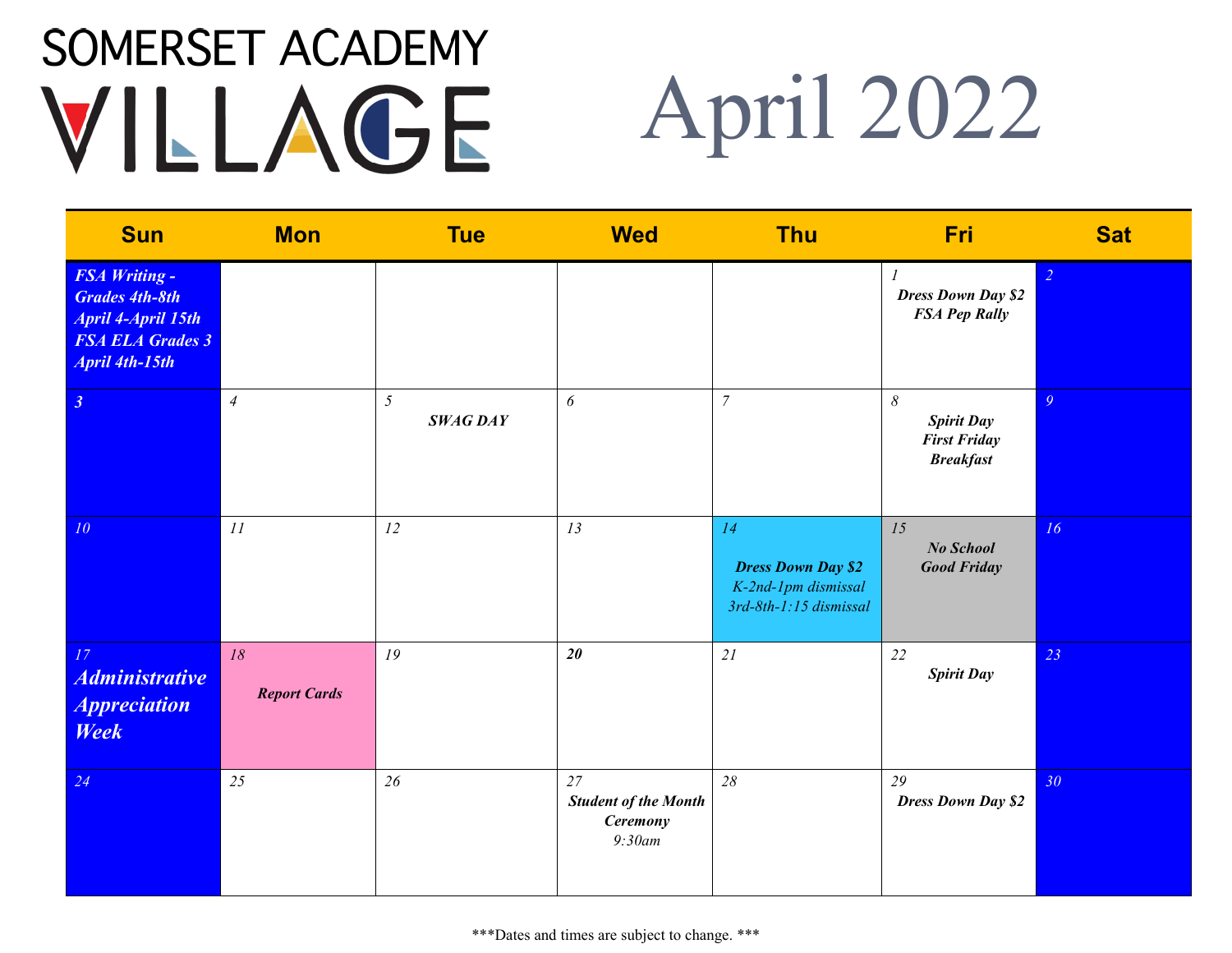# SOMERSET ACADEMY VILLAGE

# April 2022

| Sun | Mon | Tue | Wed | Thu | Fri | Sat |
|---|---|---|---|---|---|---|
| ***FSA Writing - Grades 4th-8th April 4-April 15th FSA ELA Grades 3 April 4th-15th*** | | | | | *1* ***Dress Down Day $2 FSA Pep Rally*** | *2* |
| ***3*** | *4* | *5* ***SWAG DAY*** | *6* | *7* | *8* ***Spirit Day First Friday Breakfast*** | *9* |
| *10* | *11* | *12* | *13* | *14* ***Dress Down Day $2*** *K-2nd-1pm dismissal 3rd-8th-1:15 dismissal* | *15* ***No School Good Friday*** | *16* |
| *17* ***Administrative Appreciation Week*** | *18* ***Report Cards*** | *19* | ***20*** | *21* | *22* ***Spirit Day*** | *23* |
| *24* | *25* | *26* | *27* ***Student of the Month Ceremony*** *9:30am* | *28* | *29* ***Dress Down Day $2*** | *30* |

***Dates and times are subject to change. ***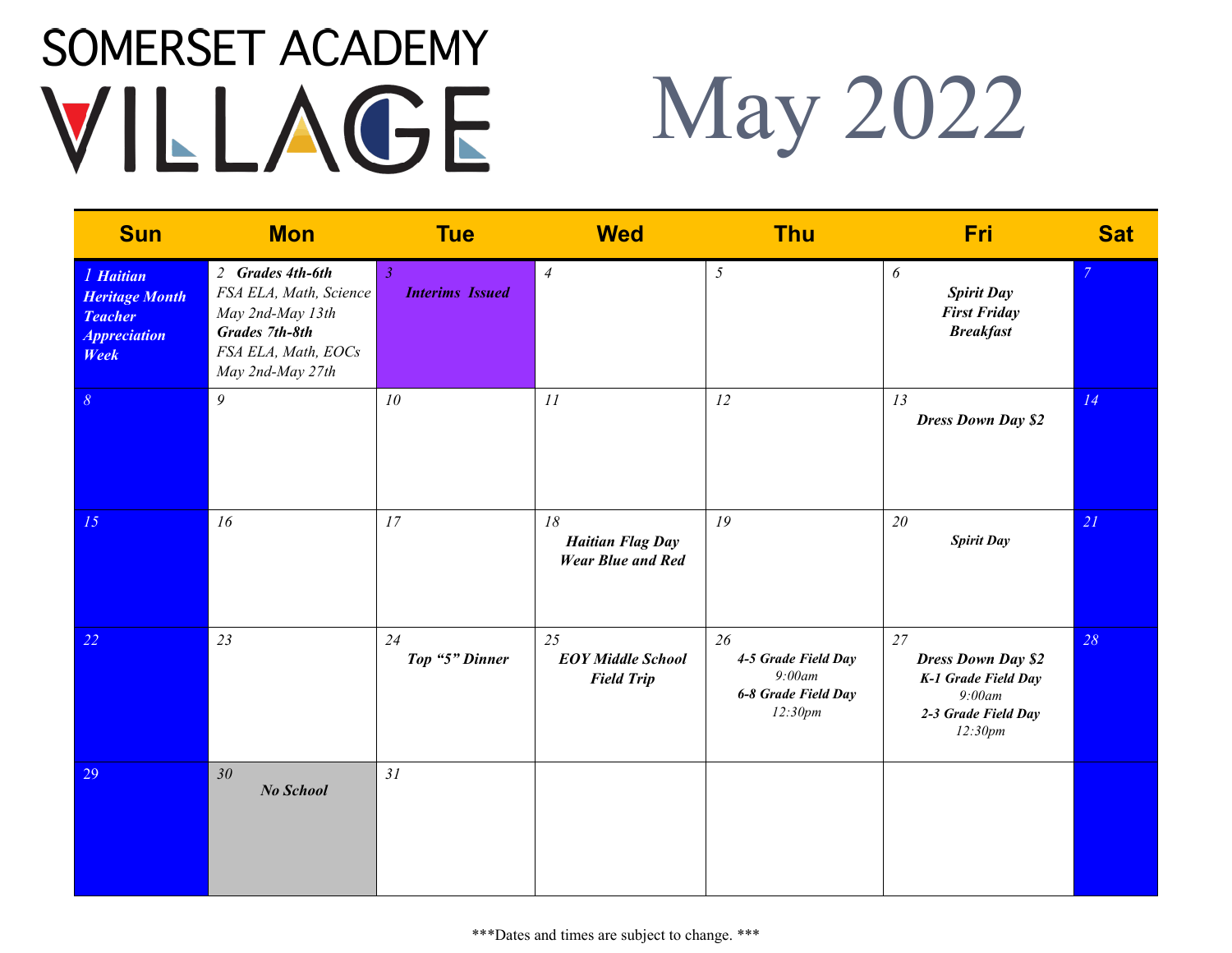# SOMERSET ACADEMY VILLAGE

# May 2022

| Sun | Mon | Tue | Wed | Thu | Fri | Sat |
|---|---|---|---|---|---|---|
| 1 ***Haitian Heritage Month Teacher Appreciation Week*** | 2 ***Grades 4th-6th*** *FSA ELA, Math, Science May 2nd-May 13th* ***Grades 7th-8th*** *FSA ELA, Math, EOCs May 2nd-May 27th* | 3 ***Interims Issued*** | 4 | 5 | 6 ***Spirit Day First Friday Breakfast*** | 7 |
| 8 | 9 | 10 | 11 | 12 | 13 ***Dress Down Day $2*** | 14 |
| 15 | 16 | 17 | 18 ***Haitian Flag Day Wear Blue and Red*** | 19 | 20 ***Spirit Day*** | 21 |
| 22 | 23 | 24 ***Top "5" Dinner*** | 25 ***EOY Middle School Field Trip*** | 26 ***4-5 Grade Field Day*** *9:00am* ***6-8 Grade Field Day*** *12:30pm* | 27 ***Dress Down Day $2*** ***K-1 Grade Field Day*** *9:00am* ***2-3 Grade Field Day*** *12:30pm* | 28 |
| 29 | 30 ***No School*** | 31 | | | | |

\*\*\*Dates and times are subject to change. \*\*\*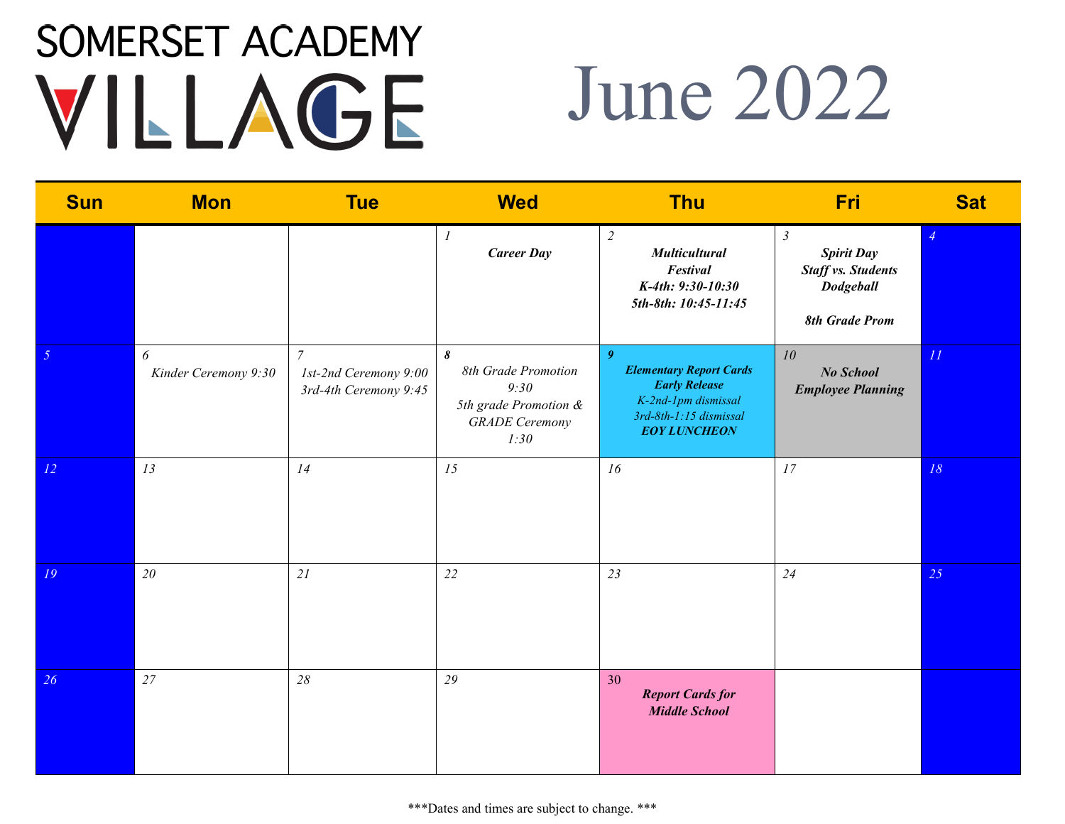# SOMERSET ACADEMY VILLAGE

# June 2022

| Sun | Mon | Tue | Wed | Thu | Fri | Sat |
|---|---|---|---|---|---|---|
| | | | 1 ***Career Day*** | 2 ***Multicultural Festival K-4th: 9:30-10:30 5th-8th: 10:45-11:45*** | 3 ***Spirit Day Staff vs. Students Dodgeball*** ***8th Grade Prom*** | 4 |
| 5 | 6 *Kinder Ceremony 9:30* | 7 *1st-2nd Ceremony 9:00* *3rd-4th Ceremony 9:45* | 8 *8th Grade Promotion 9:30* *5th grade Promotion & GRADE Ceremony 1:30* | 9 ***Elementary Report Cards Early Release*** *K-2nd-1pm dismissal* *3rd-8th-1:15 dismissal* ***EOY LUNCHEON*** | 10 ***No School Employee Planning*** | 11 |
| 12 | 13 | 14 | 15 | 16 | 17 | 18 |
| 19 | 20 | 21 | 22 | 23 | 24 | 25 |
| 26 | 27 | 28 | 29 | 30 ***Report Cards for Middle School*** | | |

***Dates and times are subject to change. ***